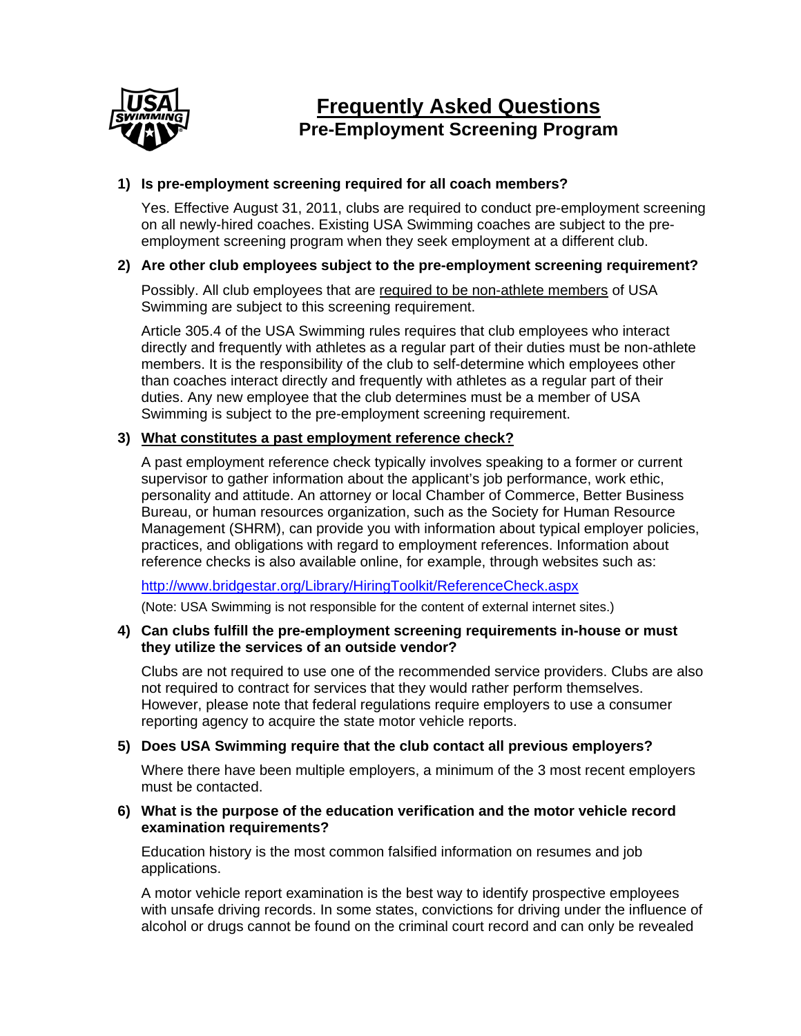# Frequently Asked Questions

## Pre-Employment Screening Program

**1) Is pre-employment screening required for all coach members?**

Yes. Effective August 31, 2011, clubs are required to conduct pre-employment screening on all newly-hired coaches. Existing USA Swimming coaches are subject to the pre-employment screening program when they seek employment at a different club.

**2) Are other club employees subject to the pre-employment screening requirement?**

Possibly. All club employees that are <u>required to be non-athlete members</u> of USA Swimming are subject to this screening requirement.

Article 305.4 of the USA Swimming rules requires that club employees who interact directly and frequently with athletes as a regular part of their duties must be non-athlete members. It is the responsibility of the club to self-determine which employees other than coaches interact directly and frequently with athletes as a regular part of their duties. Any new employee that the club determines must be a member of USA Swimming is subject to the pre-employment screening requirement.

**3) <u>What constitutes a past employment reference check?</u>**

A past employment reference check typically involves speaking to a former or current supervisor to gather information about the applicant's job performance, work ethic, personality and attitude. An attorney or local Chamber of Commerce, Better Business Bureau, or human resources organization, such as the Society for Human Resource Management (SHRM), can provide you with information about typical employer policies, practices, and obligations with regard to employment references. Information about reference checks is also available online, for example, through websites such as:

http://www.bridgestar.org/Library/HiringToolkit/ReferenceCheck.aspx

(Note: USA Swimming is not responsible for the content of external internet sites.)

**4) Can clubs fulfill the pre-employment screening requirements in-house or must they utilize the services of an outside vendor?**

Clubs are not required to use one of the recommended service providers. Clubs are also not required to contract for services that they would rather perform themselves. However, please note that federal regulations require employers to use a consumer reporting agency to acquire the state motor vehicle reports.

**5) Does USA Swimming require that the club contact all previous employers?**

Where there have been multiple employers, a minimum of the 3 most recent employers must be contacted.

**6) What is the purpose of the education verification and the motor vehicle record examination requirements?**

Education history is the most common falsified information on resumes and job applications.

A motor vehicle report examination is the best way to identify prospective employees with unsafe driving records. In some states, convictions for driving under the influence of alcohol or drugs cannot be found on the criminal court record and can only be revealed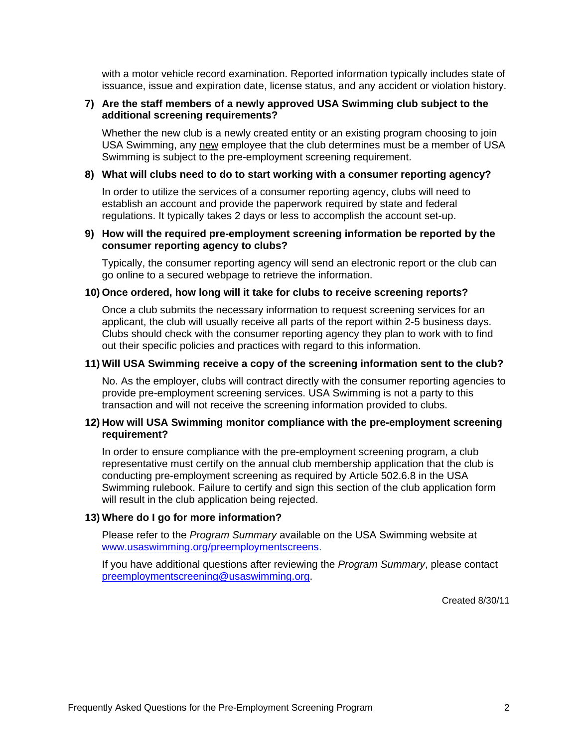with a motor vehicle record examination. Reported information typically includes state of issuance, issue and expiration date, license status, and any accident or violation history.

**7) Are the staff members of a newly approved USA Swimming club subject to the additional screening requirements?**

Whether the new club is a newly created entity or an existing program choosing to join USA Swimming, any new employee that the club determines must be a member of USA Swimming is subject to the pre-employment screening requirement.

**8) What will clubs need to do to start working with a consumer reporting agency?**

In order to utilize the services of a consumer reporting agency, clubs will need to establish an account and provide the paperwork required by state and federal regulations. It typically takes 2 days or less to accomplish the account set-up.

**9) How will the required pre-employment screening information be reported by the consumer reporting agency to clubs?**

Typically, the consumer reporting agency will send an electronic report or the club can go online to a secured webpage to retrieve the information.

**10) Once ordered, how long will it take for clubs to receive screening reports?**

Once a club submits the necessary information to request screening services for an applicant, the club will usually receive all parts of the report within 2-5 business days. Clubs should check with the consumer reporting agency they plan to work with to find out their specific policies and practices with regard to this information.

**11) Will USA Swimming receive a copy of the screening information sent to the club?**

No. As the employer, clubs will contract directly with the consumer reporting agencies to provide pre-employment screening services. USA Swimming is not a party to this transaction and will not receive the screening information provided to clubs.

**12) How will USA Swimming monitor compliance with the pre-employment screening requirement?**

In order to ensure compliance with the pre-employment screening program, a club representative must certify on the annual club membership application that the club is conducting pre-employment screening as required by Article 502.6.8 in the USA Swimming rulebook. Failure to certify and sign this section of the club application form will result in the club application being rejected.

**13) Where do I go for more information?**

Please refer to the *Program Summary* available on the USA Swimming website at www.usaswimming.org/preemploymentscreens.

If you have additional questions after reviewing the *Program Summary*, please contact preemploymentscreening@usaswimming.org.

Created 8/30/11